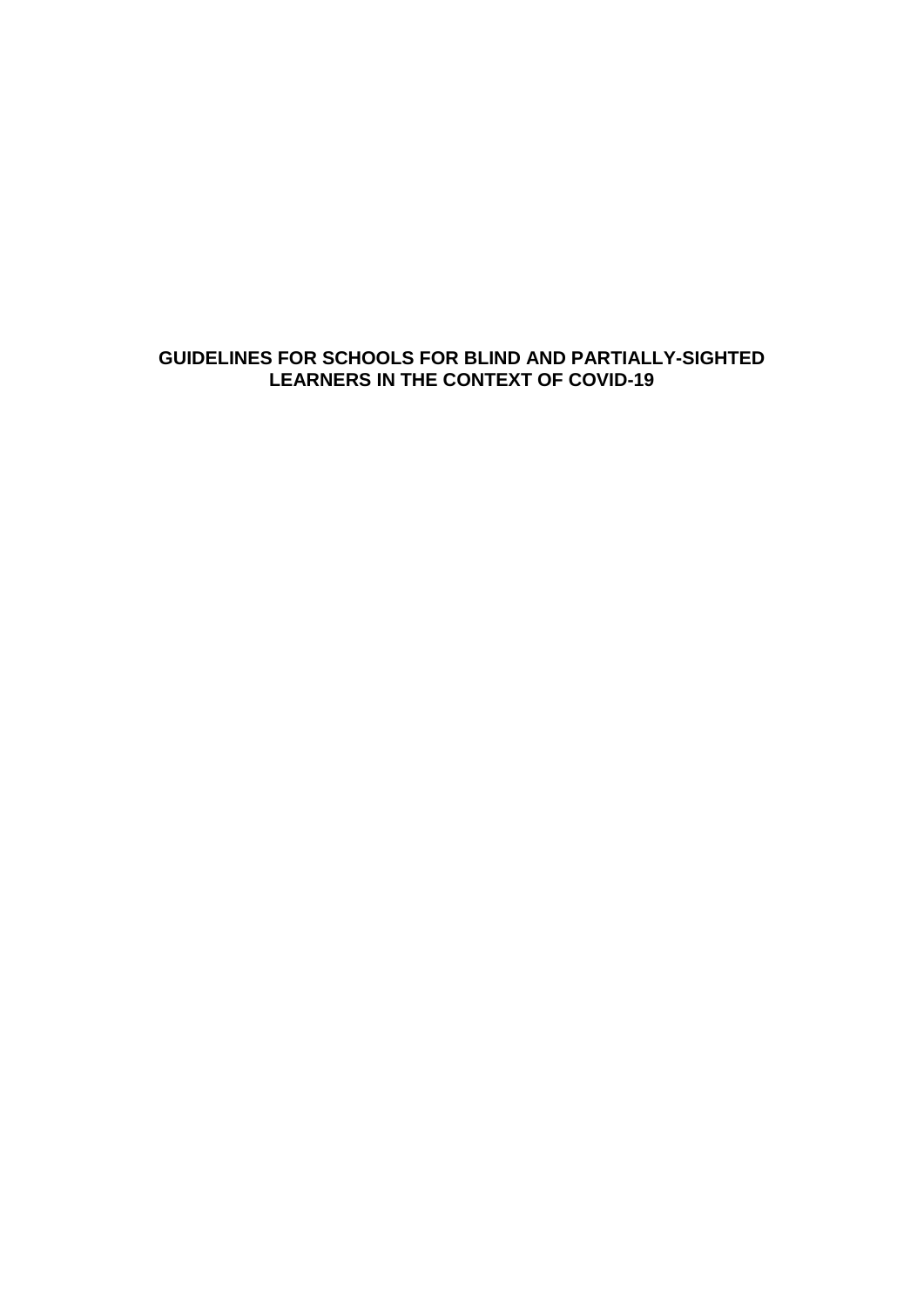# GUIDELINES FOR SCHOOLS FOR BLIND AND PARTIALLY-SIGHTED LEARNERS IN THE CONTEXT OF COVID-19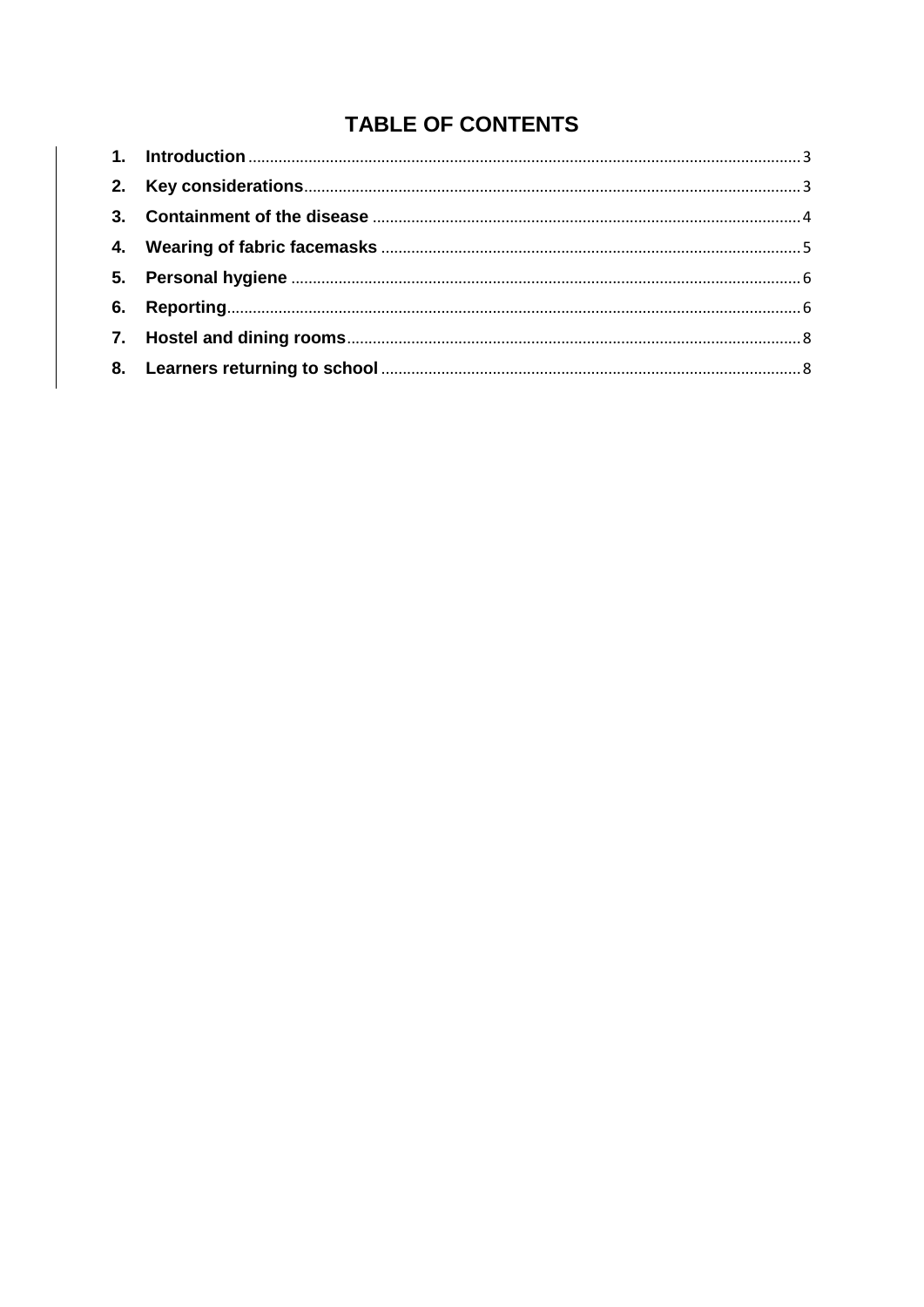# TABLE OF CONTENTS

1. **Introduction** ........ 3
2. **Key considerations** ........ 3
3. **Containment of the disease** ........ 4
4. **Wearing of fabric facemasks** ........ 5
5. **Personal hygiene** ........ 6
6. **Reporting** ........ 6
7. **Hostel and dining rooms** ........ 8
8. **Learners returning to school** ........ 8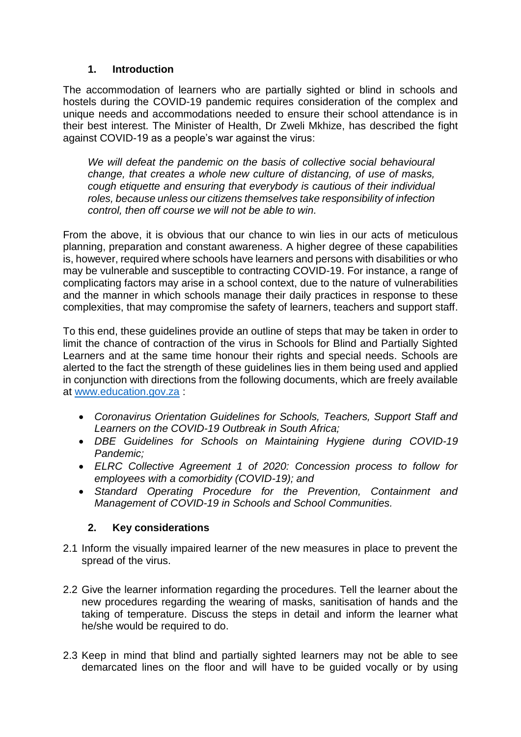## 1. Introduction

The accommodation of learners who are partially sighted or blind in schools and hostels during the COVID-19 pandemic requires consideration of the complex and unique needs and accommodations needed to ensure their school attendance is in their best interest. The Minister of Health, Dr Zweli Mkhize, has described the fight against COVID-19 as a people's war against the virus:

> *We will defeat the pandemic on the basis of collective social behavioural change, that creates a whole new culture of distancing, of use of masks, cough etiquette and ensuring that everybody is cautious of their individual roles, because unless our citizens themselves take responsibility of infection control, then off course we will not be able to win.*

From the above, it is obvious that our chance to win lies in our acts of meticulous planning, preparation and constant awareness. A higher degree of these capabilities is, however, required where schools have learners and persons with disabilities or who may be vulnerable and susceptible to contracting COVID-19. For instance, a range of complicating factors may arise in a school context, due to the nature of vulnerabilities and the manner in which schools manage their daily practices in response to these complexities, that may compromise the safety of learners, teachers and support staff.

To this end, these guidelines provide an outline of steps that may be taken in order to limit the chance of contraction of the virus in Schools for Blind and Partially Sighted Learners and at the same time honour their rights and special needs. Schools are alerted to the fact the strength of these guidelines lies in them being used and applied in conjunction with directions from the following documents, which are freely available at [www.education.gov.za](http://www.education.gov.za) :

- *Coronavirus Orientation Guidelines for Schools, Teachers, Support Staff and Learners on the COVID-19 Outbreak in South Africa;*
- *DBE Guidelines for Schools on Maintaining Hygiene during COVID-19 Pandemic;*
- *ELRC Collective Agreement 1 of 2020: Concession process to follow for employees with a comorbidity (COVID-19); and*
- *Standard Operating Procedure for the Prevention, Containment and Management of COVID-19 in Schools and School Communities.*

## 2. Key considerations

2.1 Inform the visually impaired learner of the new measures in place to prevent the spread of the virus.

2.2 Give the learner information regarding the procedures. Tell the learner about the new procedures regarding the wearing of masks, sanitisation of hands and the taking of temperature. Discuss the steps in detail and inform the learner what he/she would be required to do.

2.3 Keep in mind that blind and partially sighted learners may not be able to see demarcated lines on the floor and will have to be guided vocally or by using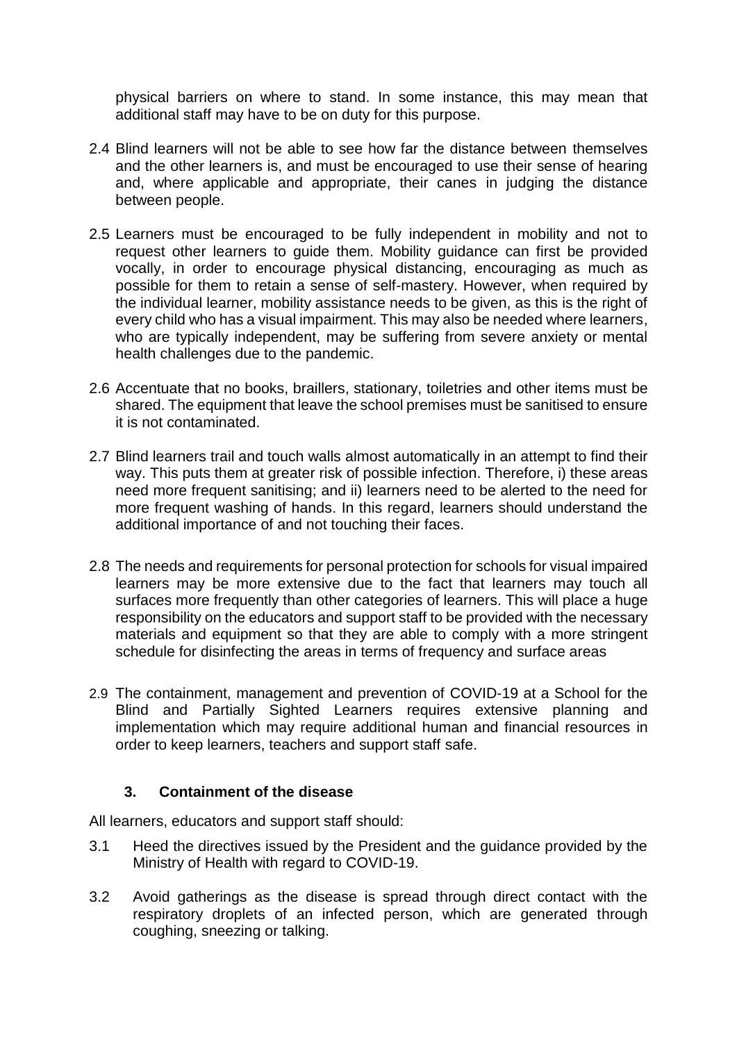physical barriers on where to stand. In some instance, this may mean that additional staff may have to be on duty for this purpose.

2.4 Blind learners will not be able to see how far the distance between themselves and the other learners is, and must be encouraged to use their sense of hearing and, where applicable and appropriate, their canes in judging the distance between people.

2.5 Learners must be encouraged to be fully independent in mobility and not to request other learners to guide them. Mobility guidance can first be provided vocally, in order to encourage physical distancing, encouraging as much as possible for them to retain a sense of self-mastery. However, when required by the individual learner, mobility assistance needs to be given, as this is the right of every child who has a visual impairment. This may also be needed where learners, who are typically independent, may be suffering from severe anxiety or mental health challenges due to the pandemic.

2.6 Accentuate that no books, braillers, stationary, toiletries and other items must be shared. The equipment that leave the school premises must be sanitised to ensure it is not contaminated.

2.7 Blind learners trail and touch walls almost automatically in an attempt to find their way. This puts them at greater risk of possible infection. Therefore, i) these areas need more frequent sanitising; and ii) learners need to be alerted to the need for more frequent washing of hands. In this regard, learners should understand the additional importance of and not touching their faces.

2.8 The needs and requirements for personal protection for schools for visual impaired learners may be more extensive due to the fact that learners may touch all surfaces more frequently than other categories of learners. This will place a huge responsibility on the educators and support staff to be provided with the necessary materials and equipment so that they are able to comply with a more stringent schedule for disinfecting the areas in terms of frequency and surface areas

2.9 The containment, management and prevention of COVID-19 at a School for the Blind and Partially Sighted Learners requires extensive planning and implementation which may require additional human and financial resources in order to keep learners, teachers and support staff safe.

## 3. Containment of the disease

All learners, educators and support staff should:

3.1 Heed the directives issued by the President and the guidance provided by the Ministry of Health with regard to COVID-19.

3.2 Avoid gatherings as the disease is spread through direct contact with the respiratory droplets of an infected person, which are generated through coughing, sneezing or talking.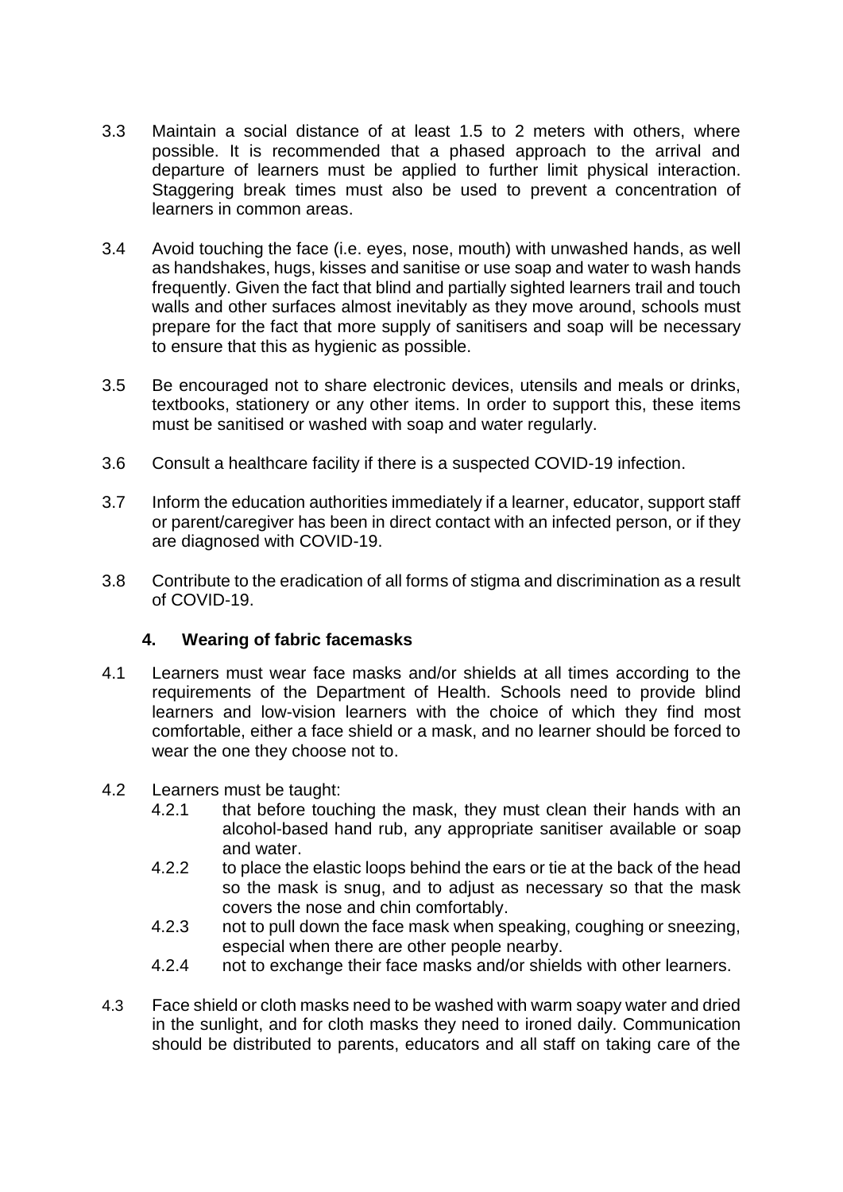3.3 Maintain a social distance of at least 1.5 to 2 meters with others, where possible. It is recommended that a phased approach to the arrival and departure of learners must be applied to further limit physical interaction. Staggering break times must also be used to prevent a concentration of learners in common areas.

3.4 Avoid touching the face (i.e. eyes, nose, mouth) with unwashed hands, as well as handshakes, hugs, kisses and sanitise or use soap and water to wash hands frequently. Given the fact that blind and partially sighted learners trail and touch walls and other surfaces almost inevitably as they move around, schools must prepare for the fact that more supply of sanitisers and soap will be necessary to ensure that this as hygienic as possible.

3.5 Be encouraged not to share electronic devices, utensils and meals or drinks, textbooks, stationery or any other items. In order to support this, these items must be sanitised or washed with soap and water regularly.

3.6 Consult a healthcare facility if there is a suspected COVID-19 infection.

3.7 Inform the education authorities immediately if a learner, educator, support staff or parent/caregiver has been in direct contact with an infected person, or if they are diagnosed with COVID-19.

3.8 Contribute to the eradication of all forms of stigma and discrimination as a result of COVID-19.

## 4. Wearing of fabric facemasks

4.1 Learners must wear face masks and/or shields at all times according to the requirements of the Department of Health. Schools need to provide blind learners and low-vision learners with the choice of which they find most comfortable, either a face shield or a mask, and no learner should be forced to wear the one they choose not to.

4.2 Learners must be taught:

- 4.2.1 that before touching the mask, they must clean their hands with an alcohol-based hand rub, any appropriate sanitiser available or soap and water.
- 4.2.2 to place the elastic loops behind the ears or tie at the back of the head so the mask is snug, and to adjust as necessary so that the mask covers the nose and chin comfortably.
- 4.2.3 not to pull down the face mask when speaking, coughing or sneezing, especial when there are other people nearby.
- 4.2.4 not to exchange their face masks and/or shields with other learners.

4.3 Face shield or cloth masks need to be washed with warm soapy water and dried in the sunlight, and for cloth masks they need to ironed daily. Communication should be distributed to parents, educators and all staff on taking care of the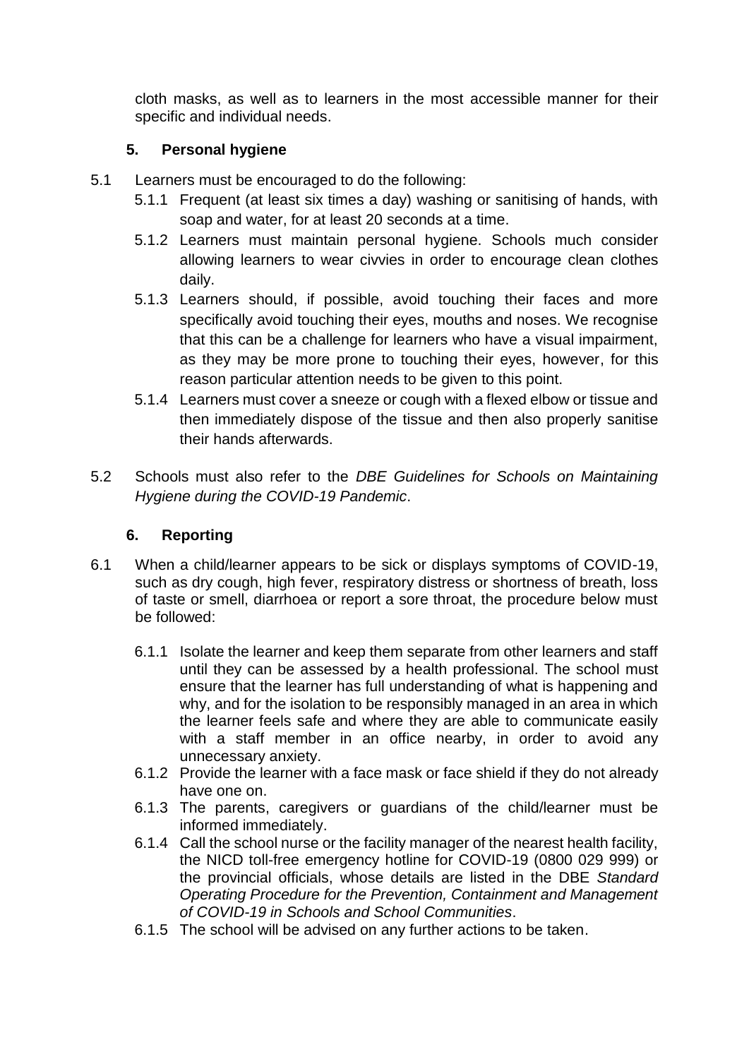cloth masks, as well as to learners in the most accessible manner for their specific and individual needs.

## 5. Personal hygiene

5.1 Learners must be encouraged to do the following:

5.1.1 Frequent (at least six times a day) washing or sanitising of hands, with soap and water, for at least 20 seconds at a time.

5.1.2 Learners must maintain personal hygiene. Schools much consider allowing learners to wear civvies in order to encourage clean clothes daily.

5.1.3 Learners should, if possible, avoid touching their faces and more specifically avoid touching their eyes, mouths and noses. We recognise that this can be a challenge for learners who have a visual impairment, as they may be more prone to touching their eyes, however, for this reason particular attention needs to be given to this point.

5.1.4 Learners must cover a sneeze or cough with a flexed elbow or tissue and then immediately dispose of the tissue and then also properly sanitise their hands afterwards.

5.2 Schools must also refer to the *DBE Guidelines for Schools on Maintaining Hygiene during the COVID-19 Pandemic*.

## 6. Reporting

6.1 When a child/learner appears to be sick or displays symptoms of COVID-19, such as dry cough, high fever, respiratory distress or shortness of breath, loss of taste or smell, diarrhoea or report a sore throat, the procedure below must be followed:

6.1.1 Isolate the learner and keep them separate from other learners and staff until they can be assessed by a health professional. The school must ensure that the learner has full understanding of what is happening and why, and for the isolation to be responsibly managed in an area in which the learner feels safe and where they are able to communicate easily with a staff member in an office nearby, in order to avoid any unnecessary anxiety.

6.1.2 Provide the learner with a face mask or face shield if they do not already have one on.

6.1.3 The parents, caregivers or guardians of the child/learner must be informed immediately.

6.1.4 Call the school nurse or the facility manager of the nearest health facility, the NICD toll-free emergency hotline for COVID-19 (0800 029 999) or the provincial officials, whose details are listed in the DBE *Standard Operating Procedure for the Prevention, Containment and Management of COVID-19 in Schools and School Communities*.

6.1.5 The school will be advised on any further actions to be taken.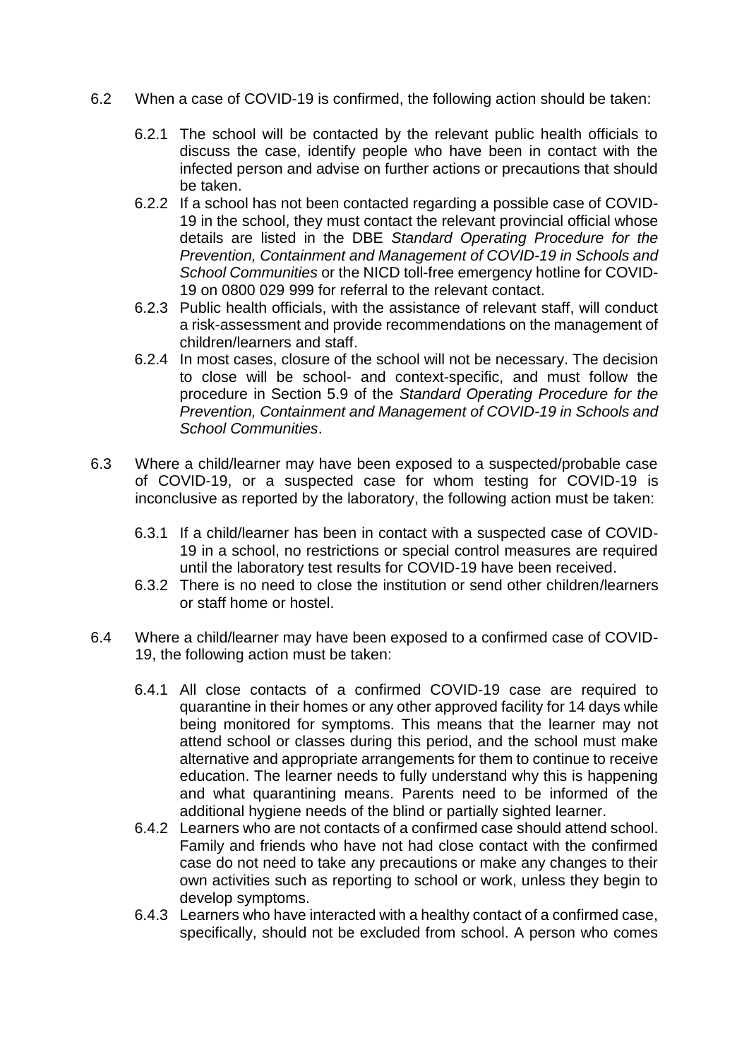6.2 When a case of COVID-19 is confirmed, the following action should be taken:

6.2.1 The school will be contacted by the relevant public health officials to discuss the case, identify people who have been in contact with the infected person and advise on further actions or precautions that should be taken.

6.2.2 If a school has not been contacted regarding a possible case of COVID-19 in the school, they must contact the relevant provincial official whose details are listed in the DBE *Standard Operating Procedure for the Prevention, Containment and Management of COVID-19 in Schools and School Communities* or the NICD toll-free emergency hotline for COVID-19 on 0800 029 999 for referral to the relevant contact.

6.2.3 Public health officials, with the assistance of relevant staff, will conduct a risk-assessment and provide recommendations on the management of children/learners and staff.

6.2.4 In most cases, closure of the school will not be necessary. The decision to close will be school- and context-specific, and must follow the procedure in Section 5.9 of the *Standard Operating Procedure for the Prevention, Containment and Management of COVID-19 in Schools and School Communities*.

6.3 Where a child/learner may have been exposed to a suspected/probable case of COVID-19, or a suspected case for whom testing for COVID-19 is inconclusive as reported by the laboratory, the following action must be taken:

6.3.1 If a child/learner has been in contact with a suspected case of COVID-19 in a school, no restrictions or special control measures are required until the laboratory test results for COVID-19 have been received.

6.3.2 There is no need to close the institution or send other children/learners or staff home or hostel.

6.4 Where a child/learner may have been exposed to a confirmed case of COVID-19, the following action must be taken:

6.4.1 All close contacts of a confirmed COVID-19 case are required to quarantine in their homes or any other approved facility for 14 days while being monitored for symptoms. This means that the learner may not attend school or classes during this period, and the school must make alternative and appropriate arrangements for them to continue to receive education. The learner needs to fully understand why this is happening and what quarantining means. Parents need to be informed of the additional hygiene needs of the blind or partially sighted learner.

6.4.2 Learners who are not contacts of a confirmed case should attend school. Family and friends who have not had close contact with the confirmed case do not need to take any precautions or make any changes to their own activities such as reporting to school or work, unless they begin to develop symptoms.

6.4.3 Learners who have interacted with a healthy contact of a confirmed case, specifically, should not be excluded from school. A person who comes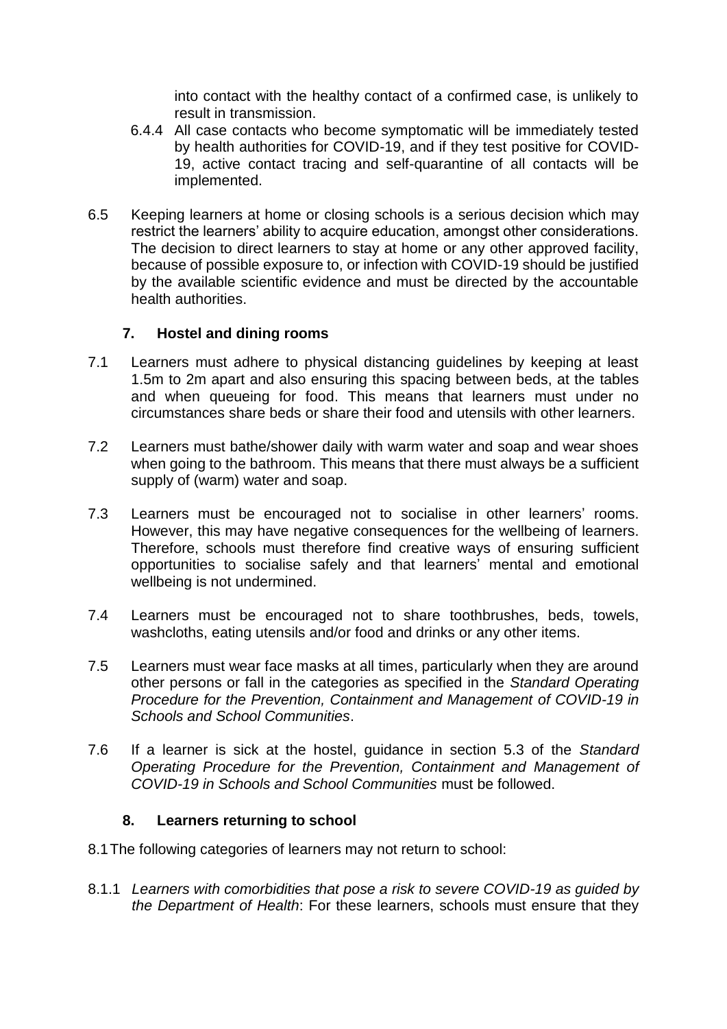into contact with the healthy contact of a confirmed case, is unlikely to result in transmission.

6.4.4 All case contacts who become symptomatic will be immediately tested by health authorities for COVID-19, and if they test positive for COVID-19, active contact tracing and self-quarantine of all contacts will be implemented.

6.5 Keeping learners at home or closing schools is a serious decision which may restrict the learners' ability to acquire education, amongst other considerations. The decision to direct learners to stay at home or any other approved facility, because of possible exposure to, or infection with COVID-19 should be justified by the available scientific evidence and must be directed by the accountable health authorities.

## 7. Hostel and dining rooms

7.1 Learners must adhere to physical distancing guidelines by keeping at least 1.5m to 2m apart and also ensuring this spacing between beds, at the tables and when queueing for food. This means that learners must under no circumstances share beds or share their food and utensils with other learners.

7.2 Learners must bathe/shower daily with warm water and soap and wear shoes when going to the bathroom. This means that there must always be a sufficient supply of (warm) water and soap.

7.3 Learners must be encouraged not to socialise in other learners' rooms. However, this may have negative consequences for the wellbeing of learners. Therefore, schools must therefore find creative ways of ensuring sufficient opportunities to socialise safely and that learners' mental and emotional wellbeing is not undermined.

7.4 Learners must be encouraged not to share toothbrushes, beds, towels, washcloths, eating utensils and/or food and drinks or any other items.

7.5 Learners must wear face masks at all times, particularly when they are around other persons or fall in the categories as specified in the *Standard Operating Procedure for the Prevention, Containment and Management of COVID-19 in Schools and School Communities*.

7.6 If a learner is sick at the hostel, guidance in section 5.3 of the *Standard Operating Procedure for the Prevention, Containment and Management of COVID-19 in Schools and School Communities* must be followed.

## 8. Learners returning to school

8.1 The following categories of learners may not return to school:

8.1.1 *Learners with comorbidities that pose a risk to severe COVID-19 as guided by the Department of Health*: For these learners, schools must ensure that they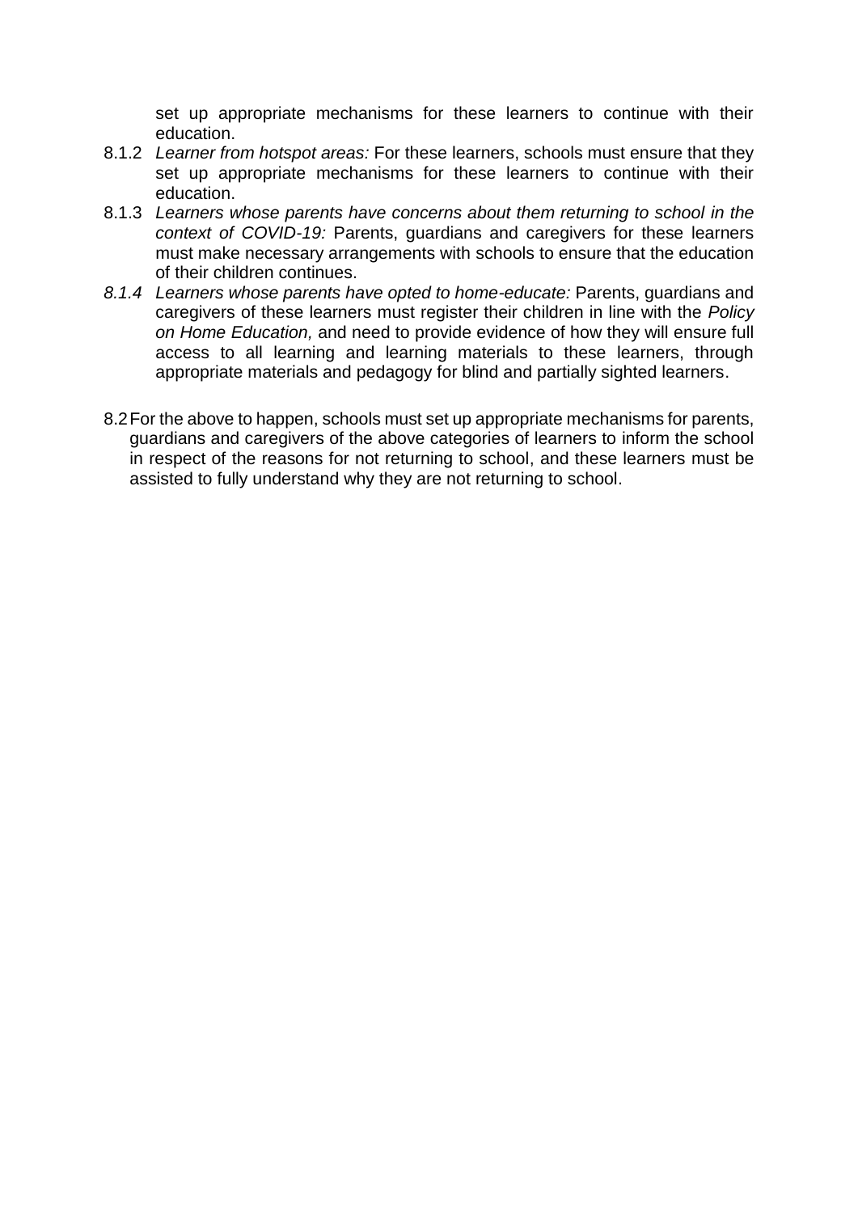set up appropriate mechanisms for these learners to continue with their education.

8.1.2 *Learner from hotspot areas:* For these learners, schools must ensure that they set up appropriate mechanisms for these learners to continue with their education.

8.1.3 *Learners whose parents have concerns about them returning to school in the context of COVID-19:* Parents, guardians and caregivers for these learners must make necessary arrangements with schools to ensure that the education of their children continues.

*8.1.4 Learners whose parents have opted to home-educate:* Parents, guardians and caregivers of these learners must register their children in line with the *Policy on Home Education,* and need to provide evidence of how they will ensure full access to all learning and learning materials to these learners, through appropriate materials and pedagogy for blind and partially sighted learners.

8.2 For the above to happen, schools must set up appropriate mechanisms for parents, guardians and caregivers of the above categories of learners to inform the school in respect of the reasons for not returning to school, and these learners must be assisted to fully understand why they are not returning to school.